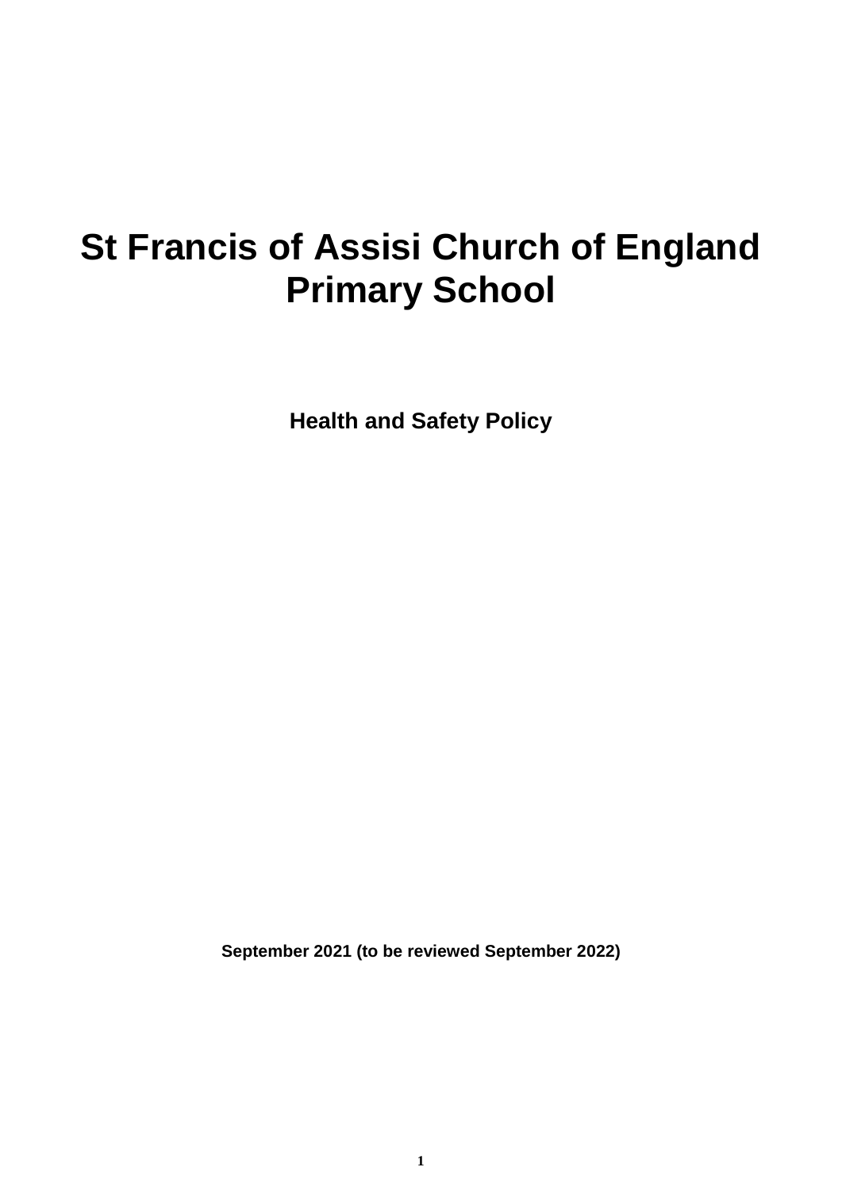# St Francis of Assisi Church of England Primary School

## Health and Safety Policy

**September 2021 (to be reviewed September 2022)**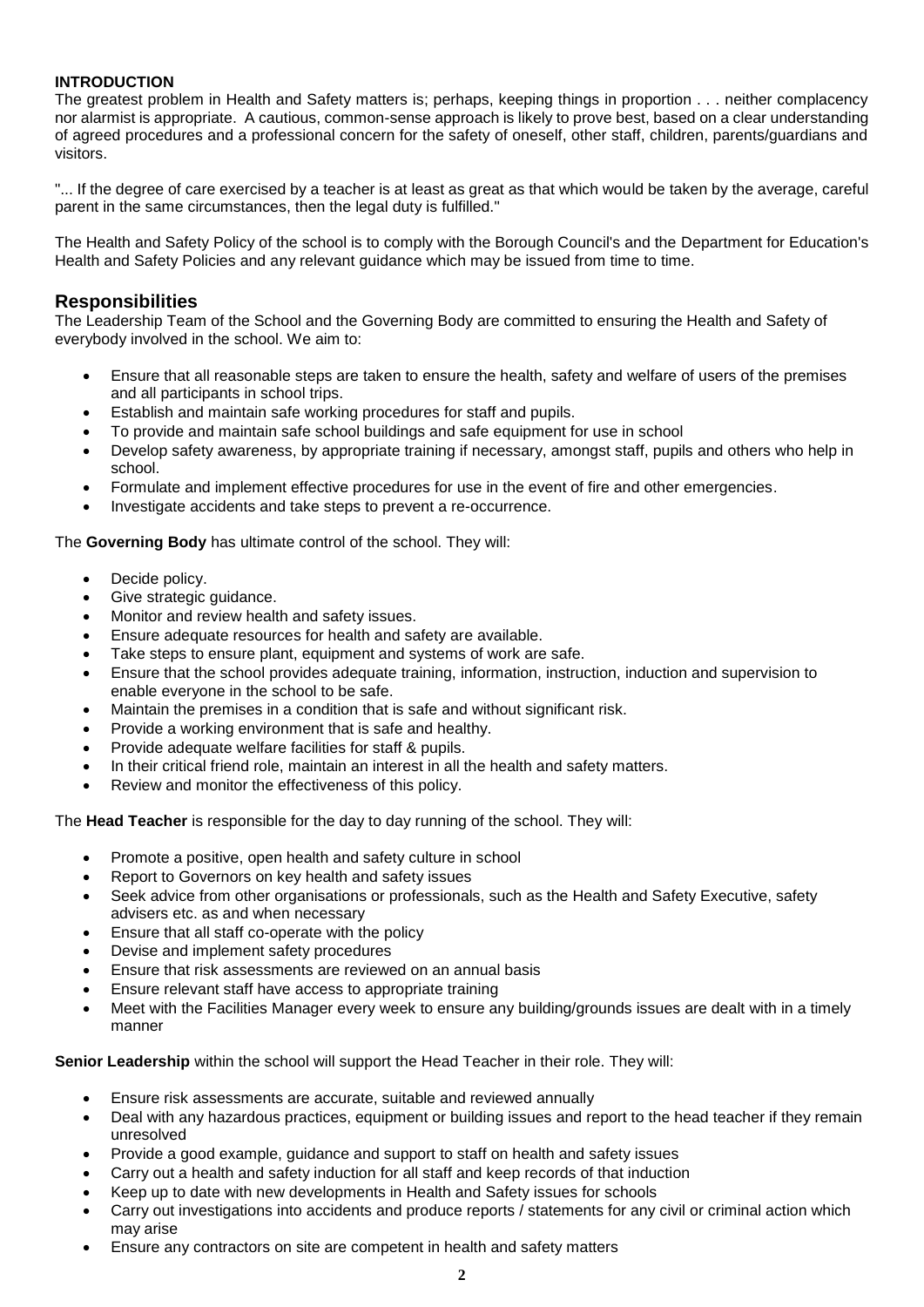**INTRODUCTION**

The greatest problem in Health and Safety matters is; perhaps, keeping things in proportion . . . neither complacency nor alarmist is appropriate. A cautious, common-sense approach is likely to prove best, based on a clear understanding of agreed procedures and a professional concern for the safety of oneself, other staff, children, parents/guardians and visitors.

"... If the degree of care exercised by a teacher is at least as great as that which would be taken by the average, careful parent in the same circumstances, then the legal duty is fulfilled."

The Health and Safety Policy of the school is to comply with the Borough Council's and the Department for Education's Health and Safety Policies and any relevant guidance which may be issued from time to time.

## Responsibilities

The Leadership Team of the School and the Governing Body are committed to ensuring the Health and Safety of everybody involved in the school. We aim to:

- Ensure that all reasonable steps are taken to ensure the health, safety and welfare of users of the premises and all participants in school trips.
- Establish and maintain safe working procedures for staff and pupils.
- To provide and maintain safe school buildings and safe equipment for use in school
- Develop safety awareness, by appropriate training if necessary, amongst staff, pupils and others who help in school.
- Formulate and implement effective procedures for use in the event of fire and other emergencies.
- Investigate accidents and take steps to prevent a re-occurrence.

The **Governing Body** has ultimate control of the school. They will:

- Decide policy.
- Give strategic guidance.
- Monitor and review health and safety issues.
- Ensure adequate resources for health and safety are available.
- Take steps to ensure plant, equipment and systems of work are safe.
- Ensure that the school provides adequate training, information, instruction, induction and supervision to enable everyone in the school to be safe.
- Maintain the premises in a condition that is safe and without significant risk.
- Provide a working environment that is safe and healthy.
- Provide adequate welfare facilities for staff & pupils.
- In their critical friend role, maintain an interest in all the health and safety matters.
- Review and monitor the effectiveness of this policy.

The **Head Teacher** is responsible for the day to day running of the school. They will:

- Promote a positive, open health and safety culture in school
- Report to Governors on key health and safety issues
- Seek advice from other organisations or professionals, such as the Health and Safety Executive, safety advisers etc. as and when necessary
- Ensure that all staff co-operate with the policy
- Devise and implement safety procedures
- Ensure that risk assessments are reviewed on an annual basis
- Ensure relevant staff have access to appropriate training
- Meet with the Facilities Manager every week to ensure any building/grounds issues are dealt with in a timely manner

**Senior Leadership** within the school will support the Head Teacher in their role. They will:

- Ensure risk assessments are accurate, suitable and reviewed annually
- Deal with any hazardous practices, equipment or building issues and report to the head teacher if they remain unresolved
- Provide a good example, guidance and support to staff on health and safety issues
- Carry out a health and safety induction for all staff and keep records of that induction
- Keep up to date with new developments in Health and Safety issues for schools
- Carry out investigations into accidents and produce reports / statements for any civil or criminal action which may arise
- Ensure any contractors on site are competent in health and safety matters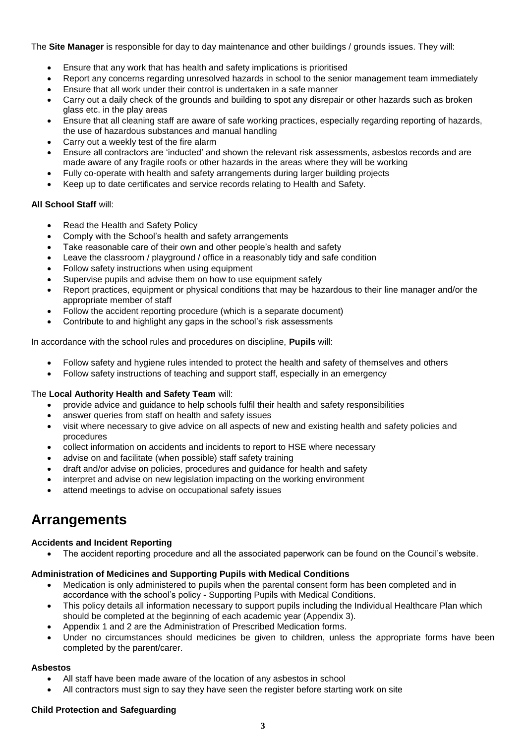The **Site Manager** is responsible for day to day maintenance and other buildings / grounds issues. They will:

- Ensure that any work that has health and safety implications is prioritised
- Report any concerns regarding unresolved hazards in school to the senior management team immediately
- Ensure that all work under their control is undertaken in a safe manner
- Carry out a daily check of the grounds and building to spot any disrepair or other hazards such as broken glass etc. in the play areas
- Ensure that all cleaning staff are aware of safe working practices, especially regarding reporting of hazards, the use of hazardous substances and manual handling
- Carry out a weekly test of the fire alarm
- Ensure all contractors are 'inducted' and shown the relevant risk assessments, asbestos records and are made aware of any fragile roofs or other hazards in the areas where they will be working
- Fully co-operate with health and safety arrangements during larger building projects
- Keep up to date certificates and service records relating to Health and Safety.

**All School Staff** will:

- Read the Health and Safety Policy
- Comply with the School's health and safety arrangements
- Take reasonable care of their own and other people's health and safety
- Leave the classroom / playground / office in a reasonably tidy and safe condition
- Follow safety instructions when using equipment
- Supervise pupils and advise them on how to use equipment safely
- Report practices, equipment or physical conditions that may be hazardous to their line manager and/or the appropriate member of staff
- Follow the accident reporting procedure (which is a separate document)
- Contribute to and highlight any gaps in the school's risk assessments

In accordance with the school rules and procedures on discipline, **Pupils** will:

- Follow safety and hygiene rules intended to protect the health and safety of themselves and others
- Follow safety instructions of teaching and support staff, especially in an emergency

The **Local Authority Health and Safety Team** will:

- provide advice and guidance to help schools fulfil their health and safety responsibilities
- answer queries from staff on health and safety issues
- visit where necessary to give advice on all aspects of new and existing health and safety policies and procedures
- collect information on accidents and incidents to report to HSE where necessary
- advise on and facilitate (when possible) staff safety training
- draft and/or advise on policies, procedures and guidance for health and safety
- interpret and advise on new legislation impacting on the working environment
- attend meetings to advise on occupational safety issues

# Arrangements

**Accidents and Incident Reporting**

- The accident reporting procedure and all the associated paperwork can be found on the Council's website.

**Administration of Medicines and Supporting Pupils with Medical Conditions**

- Medication is only administered to pupils when the parental consent form has been completed and in accordance with the school's policy - Supporting Pupils with Medical Conditions.
- This policy details all information necessary to support pupils including the Individual Healthcare Plan which should be completed at the beginning of each academic year (Appendix 3).
- Appendix 1 and 2 are the Administration of Prescribed Medication forms.
- Under no circumstances should medicines be given to children, unless the appropriate forms have been completed by the parent/carer.

**Asbestos**

- All staff have been made aware of the location of any asbestos in school
- All contractors must sign to say they have seen the register before starting work on site

**Child Protection and Safeguarding**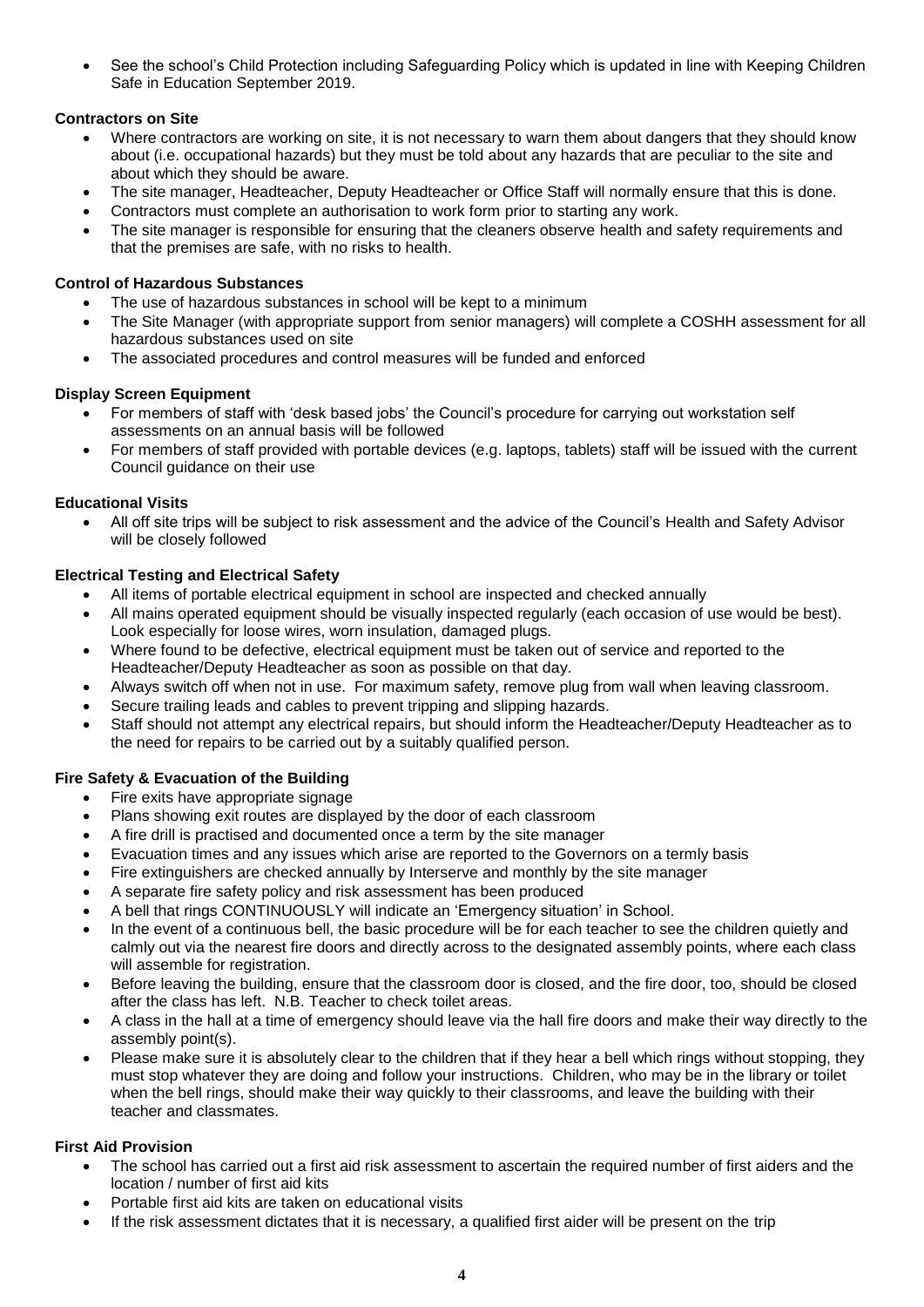- See the school's Child Protection including Safeguarding Policy which is updated in line with Keeping Children Safe in Education September 2019.

**Contractors on Site**

- Where contractors are working on site, it is not necessary to warn them about dangers that they should know about (i.e. occupational hazards) but they must be told about any hazards that are peculiar to the site and about which they should be aware.
- The site manager, Headteacher, Deputy Headteacher or Office Staff will normally ensure that this is done.
- Contractors must complete an authorisation to work form prior to starting any work.
- The site manager is responsible for ensuring that the cleaners observe health and safety requirements and that the premises are safe, with no risks to health.

**Control of Hazardous Substances**

- The use of hazardous substances in school will be kept to a minimum
- The Site Manager (with appropriate support from senior managers) will complete a COSHH assessment for all hazardous substances used on site
- The associated procedures and control measures will be funded and enforced

**Display Screen Equipment**

- For members of staff with 'desk based jobs' the Council's procedure for carrying out workstation self assessments on an annual basis will be followed
- For members of staff provided with portable devices (e.g. laptops, tablets) staff will be issued with the current Council guidance on their use

**Educational Visits**

- All off site trips will be subject to risk assessment and the advice of the Council's Health and Safety Advisor will be closely followed

**Electrical Testing and Electrical Safety**

- All items of portable electrical equipment in school are inspected and checked annually
- All mains operated equipment should be visually inspected regularly (each occasion of use would be best). Look especially for loose wires, worn insulation, damaged plugs.
- Where found to be defective, electrical equipment must be taken out of service and reported to the Headteacher/Deputy Headteacher as soon as possible on that day.
- Always switch off when not in use. For maximum safety, remove plug from wall when leaving classroom.
- Secure trailing leads and cables to prevent tripping and slipping hazards.
- Staff should not attempt any electrical repairs, but should inform the Headteacher/Deputy Headteacher as to the need for repairs to be carried out by a suitably qualified person.

**Fire Safety & Evacuation of the Building**

- Fire exits have appropriate signage
- Plans showing exit routes are displayed by the door of each classroom
- A fire drill is practised and documented once a term by the site manager
- Evacuation times and any issues which arise are reported to the Governors on a termly basis
- Fire extinguishers are checked annually by Interserve and monthly by the site manager
- A separate fire safety policy and risk assessment has been produced
- A bell that rings CONTINUOUSLY will indicate an 'Emergency situation' in School.
- In the event of a continuous bell, the basic procedure will be for each teacher to see the children quietly and calmly out via the nearest fire doors and directly across to the designated assembly points, where each class will assemble for registration.
- Before leaving the building, ensure that the classroom door is closed, and the fire door, too, should be closed after the class has left. N.B. Teacher to check toilet areas.
- A class in the hall at a time of emergency should leave via the hall fire doors and make their way directly to the assembly point(s).
- Please make sure it is absolutely clear to the children that if they hear a bell which rings without stopping, they must stop whatever they are doing and follow your instructions. Children, who may be in the library or toilet when the bell rings, should make their way quickly to their classrooms, and leave the building with their teacher and classmates.

**First Aid Provision**

- The school has carried out a first aid risk assessment to ascertain the required number of first aiders and the location / number of first aid kits
- Portable first aid kits are taken on educational visits
- If the risk assessment dictates that it is necessary, a qualified first aider will be present on the trip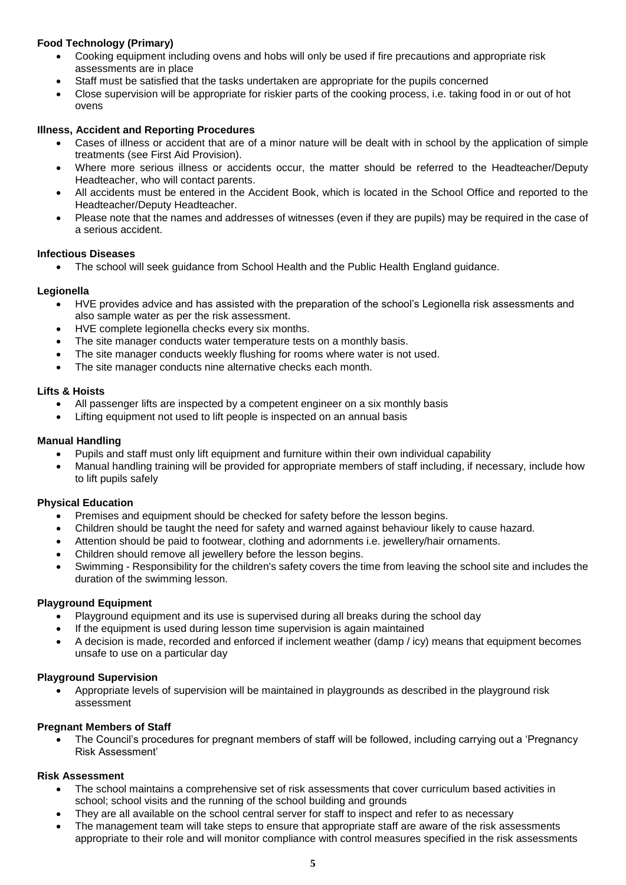**Food Technology (Primary)**

- Cooking equipment including ovens and hobs will only be used if fire precautions and appropriate risk assessments are in place
- Staff must be satisfied that the tasks undertaken are appropriate for the pupils concerned
- Close supervision will be appropriate for riskier parts of the cooking process, i.e. taking food in or out of hot ovens

**Illness, Accident and Reporting Procedures**

- Cases of illness or accident that are of a minor nature will be dealt with in school by the application of simple treatments (see First Aid Provision).
- Where more serious illness or accidents occur, the matter should be referred to the Headteacher/Deputy Headteacher, who will contact parents.
- All accidents must be entered in the Accident Book, which is located in the School Office and reported to the Headteacher/Deputy Headteacher.
- Please note that the names and addresses of witnesses (even if they are pupils) may be required in the case of a serious accident.

**Infectious Diseases**

- The school will seek guidance from School Health and the Public Health England guidance.

**Legionella**

- HVE provides advice and has assisted with the preparation of the school's Legionella risk assessments and also sample water as per the risk assessment.
- HVE complete legionella checks every six months.
- The site manager conducts water temperature tests on a monthly basis.
- The site manager conducts weekly flushing for rooms where water is not used.
- The site manager conducts nine alternative checks each month.

**Lifts & Hoists**

- All passenger lifts are inspected by a competent engineer on a six monthly basis
- Lifting equipment not used to lift people is inspected on an annual basis

**Manual Handling**

- Pupils and staff must only lift equipment and furniture within their own individual capability
- Manual handling training will be provided for appropriate members of staff including, if necessary, include how to lift pupils safely

**Physical Education**

- Premises and equipment should be checked for safety before the lesson begins.
- Children should be taught the need for safety and warned against behaviour likely to cause hazard.
- Attention should be paid to footwear, clothing and adornments i.e. jewellery/hair ornaments.
- Children should remove all jewellery before the lesson begins.
- Swimming - Responsibility for the children's safety covers the time from leaving the school site and includes the duration of the swimming lesson.

**Playground Equipment**

- Playground equipment and its use is supervised during all breaks during the school day
- If the equipment is used during lesson time supervision is again maintained
- A decision is made, recorded and enforced if inclement weather (damp / icy) means that equipment becomes unsafe to use on a particular day

**Playground Supervision**

- Appropriate levels of supervision will be maintained in playgrounds as described in the playground risk assessment

**Pregnant Members of Staff**

- The Council's procedures for pregnant members of staff will be followed, including carrying out a 'Pregnancy Risk Assessment'

**Risk Assessment**

- The school maintains a comprehensive set of risk assessments that cover curriculum based activities in school; school visits and the running of the school building and grounds
- They are all available on the school central server for staff to inspect and refer to as necessary
- The management team will take steps to ensure that appropriate staff are aware of the risk assessments appropriate to their role and will monitor compliance with control measures specified in the risk assessments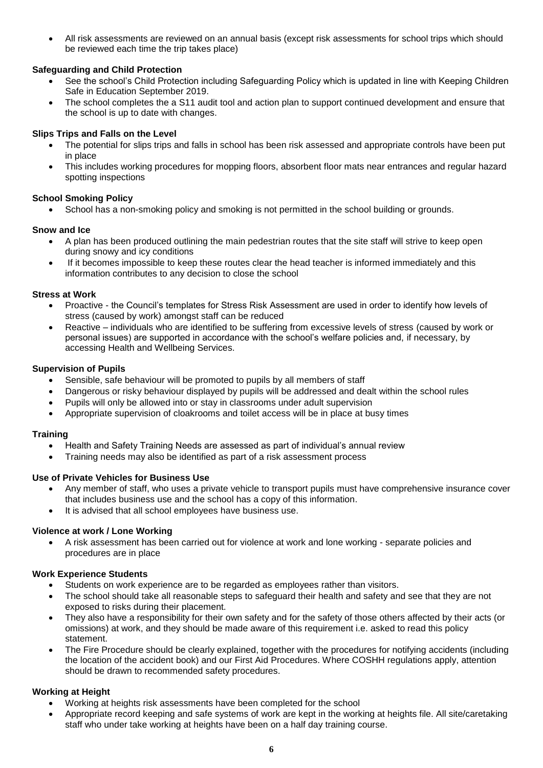- All risk assessments are reviewed on an annual basis (except risk assessments for school trips which should be reviewed each time the trip takes place)

**Safeguarding and Child Protection**

- See the school's Child Protection including Safeguarding Policy which is updated in line with Keeping Children Safe in Education September 2019.
- The school completes the a S11 audit tool and action plan to support continued development and ensure that the school is up to date with changes.

**Slips Trips and Falls on the Level**

- The potential for slips trips and falls in school has been risk assessed and appropriate controls have been put in place
- This includes working procedures for mopping floors, absorbent floor mats near entrances and regular hazard spotting inspections

**School Smoking Policy**

- School has a non-smoking policy and smoking is not permitted in the school building or grounds.

**Snow and Ice**

- A plan has been produced outlining the main pedestrian routes that the site staff will strive to keep open during snowy and icy conditions
- If it becomes impossible to keep these routes clear the head teacher is informed immediately and this information contributes to any decision to close the school

**Stress at Work**

- Proactive - the Council's templates for Stress Risk Assessment are used in order to identify how levels of stress (caused by work) amongst staff can be reduced
- Reactive – individuals who are identified to be suffering from excessive levels of stress (caused by work or personal issues) are supported in accordance with the school's welfare policies and, if necessary, by accessing Health and Wellbeing Services.

**Supervision of Pupils**

- Sensible, safe behaviour will be promoted to pupils by all members of staff
- Dangerous or risky behaviour displayed by pupils will be addressed and dealt within the school rules
- Pupils will only be allowed into or stay in classrooms under adult supervision
- Appropriate supervision of cloakrooms and toilet access will be in place at busy times

**Training**

- Health and Safety Training Needs are assessed as part of individual's annual review
- Training needs may also be identified as part of a risk assessment process

**Use of Private Vehicles for Business Use**

- Any member of staff, who uses a private vehicle to transport pupils must have comprehensive insurance cover that includes business use and the school has a copy of this information.
- It is advised that all school employees have business use.

**Violence at work / Lone Working**

- A risk assessment has been carried out for violence at work and lone working - separate policies and procedures are in place

**Work Experience Students**

- Students on work experience are to be regarded as employees rather than visitors.
- The school should take all reasonable steps to safeguard their health and safety and see that they are not exposed to risks during their placement.
- They also have a responsibility for their own safety and for the safety of those others affected by their acts (or omissions) at work, and they should be made aware of this requirement i.e. asked to read this policy statement.
- The Fire Procedure should be clearly explained, together with the procedures for notifying accidents (including the location of the accident book) and our First Aid Procedures. Where COSHH regulations apply, attention should be drawn to recommended safety procedures.

**Working at Height**

- Working at heights risk assessments have been completed for the school
- Appropriate record keeping and safe systems of work are kept in the working at heights file. All site/caretaking staff who under take working at heights have been on a half day training course.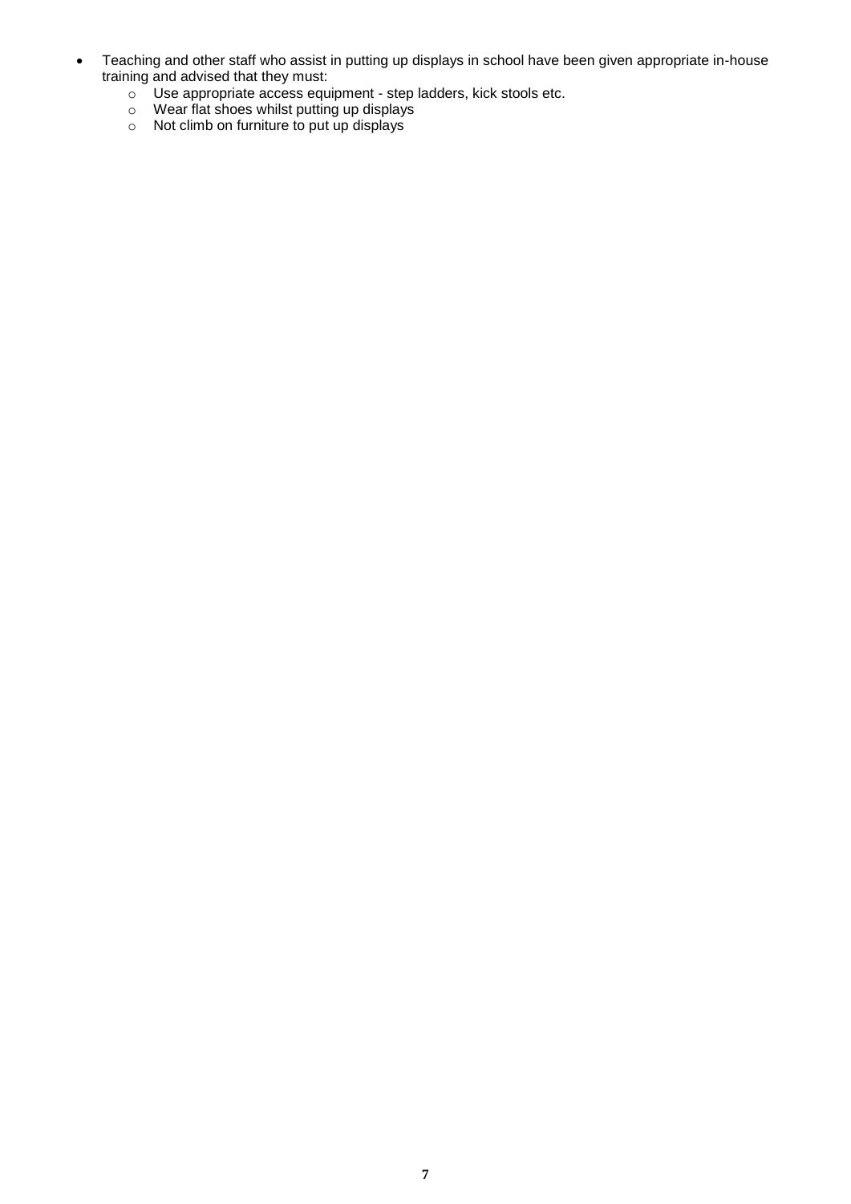- Teaching and other staff who assist in putting up displays in school have been given appropriate in-house training and advised that they must:
    - Use appropriate access equipment - step ladders, kick stools etc.
    - Wear flat shoes whilst putting up displays
    - Not climb on furniture to put up displays